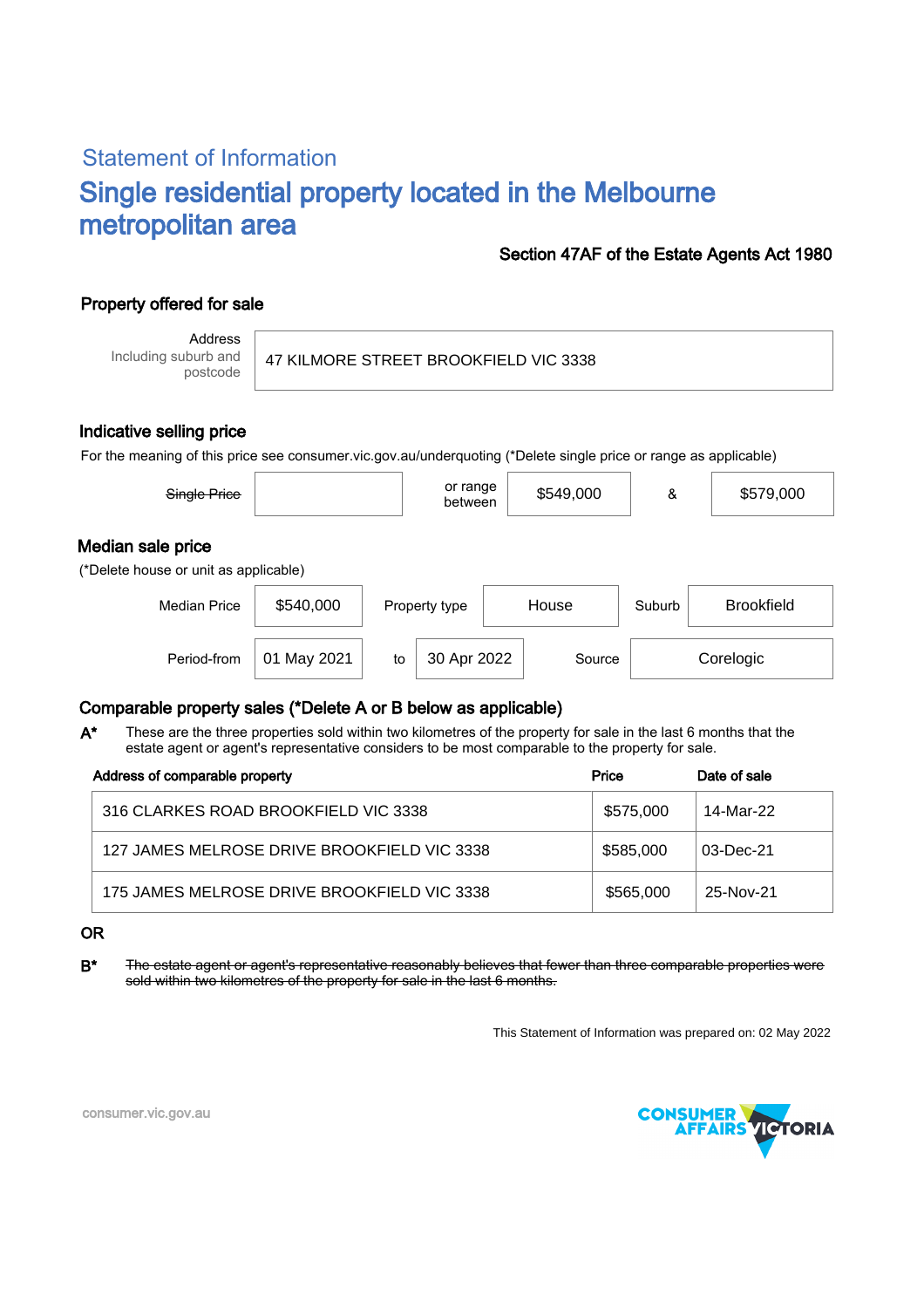## Statement of Information

# Single residential property located in the Melbourne metropolitan area

**Section 47AF of the Estate Agents Act 1980**

### Property offered for sale

| Address Including suburb and postcode | 47 KILMORE STREET BROOKFIELD VIC 3338 |
|---|---|

### Indicative selling price

For the meaning of this price see consumer.vic.gov.au/underquoting (*Delete single price or range as applicable)

| ~~Single Price~~ | | or range between | $549,000 | & | $579,000 |
|---|---|---|---|---|---|

### Median sale price

(*Delete house or unit as applicable)

| Median Price | $540,000 | Property type | House | Suburb | Brookfield |
|---|---|---|---|---|---|
| Period-from | 01 May 2021 | to | 30 Apr 2022 | Source | Corelogic |

### Comparable property sales (*Delete A or B below as applicable)

**A*** These are the three properties sold within two kilometres of the property for sale in the last 6 months that the estate agent or agent's representative considers to be most comparable to the property for sale.

| Address of comparable property | Price | Date of sale |
|---|---|---|
| 316 CLARKES ROAD BROOKFIELD VIC 3338 | $575,000 | 14-Mar-22 |
| 127 JAMES MELROSE DRIVE BROOKFIELD VIC 3338 | $585,000 | 03-Dec-21 |
| 175 JAMES MELROSE DRIVE BROOKFIELD VIC 3338 | $565,000 | 25-Nov-21 |

**OR**

**B*** ~~The estate agent or agent's representative reasonably believes that fewer than three comparable properties were sold within two kilometres of the property for sale in the last 6 months.~~

This Statement of Information was prepared on: 02 May 2022

consumer.vic.gov.au

CONSUMER AFFAIRS VICTORIA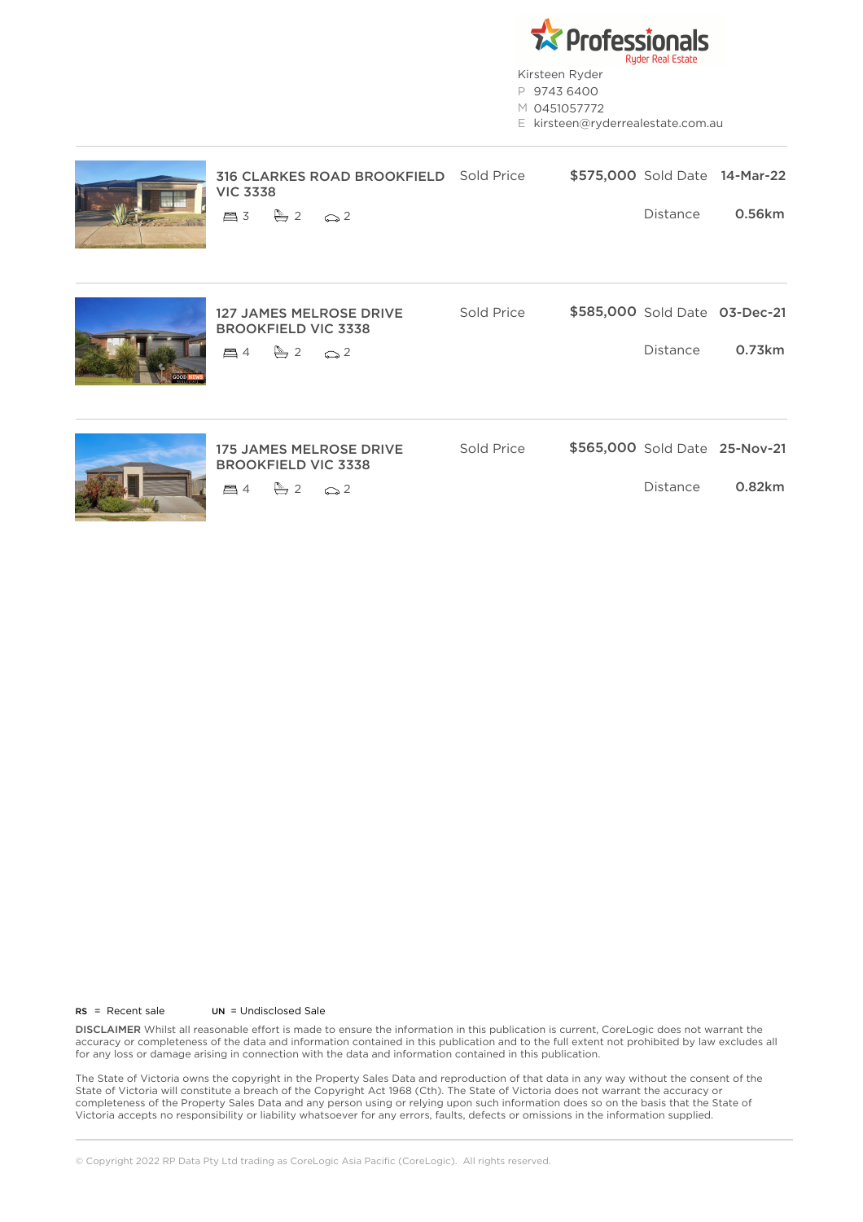Kirsteen Ryder
P 9743 6400
M 0451057772
E kirsteen@ryderrealestate.com.au

| Address | Beds | Baths | Cars | Sold Price | Sold Date | Distance |
|---|---|---|---|---|---|---|
| 316 CLARKES ROAD BROOKFIELD VIC 3338 | 3 | 2 | 2 | $575,000 | 14-Mar-22 | 0.56km |
| 127 JAMES MELROSE DRIVE BROOKFIELD VIC 3338 | 4 | 2 | 2 | $585,000 | 03-Dec-21 | 0.73km |
| 175 JAMES MELROSE DRIVE BROOKFIELD VIC 3338 | 4 | 2 | 2 | $565,000 | 25-Nov-21 | 0.82km |

**RS** = Recent sale **UN** = Undisclosed Sale

**DISCLAIMER** Whilst all reasonable effort is made to ensure the information in this publication is current, CoreLogic does not warrant the accuracy or completeness of the data and information contained in this publication and to the full extent not prohibited by law excludes all for any loss or damage arising in connection with the data and information contained in this publication.

The State of Victoria owns the copyright in the Property Sales Data and reproduction of that data in any way without the consent of the State of Victoria will constitute a breach of the Copyright Act 1968 (Cth). The State of Victoria does not warrant the accuracy or completeness of the Property Sales Data and any person using or relying upon such information does so on the basis that the State of Victoria accepts no responsibility or liability whatsoever for any errors, faults, defects or omissions in the information supplied.

© Copyright 2022 RP Data Pty Ltd trading as CoreLogic Asia Pacific (CoreLogic). All rights reserved.